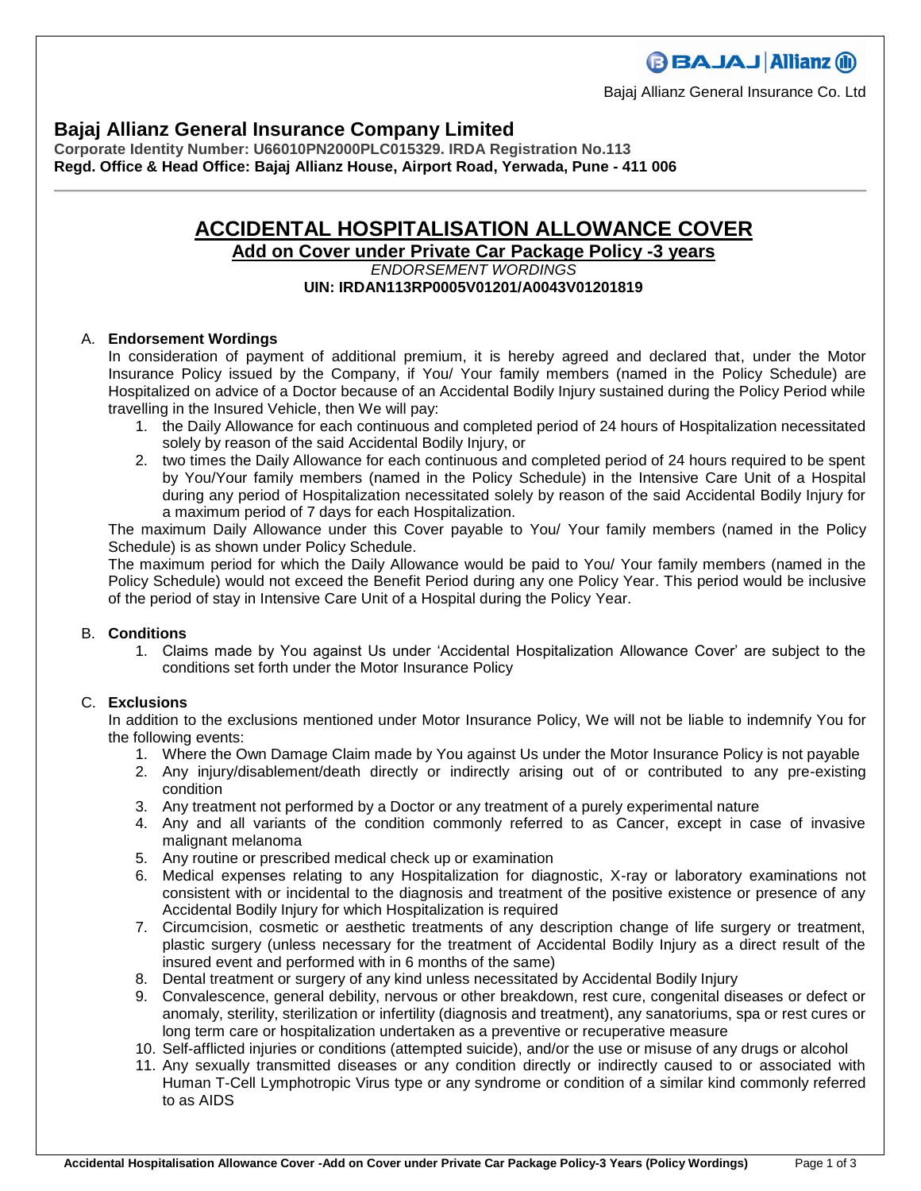Bajaj Allianz General Insurance Co. Ltd

## Bajaj Allianz General Insurance Company Limited

**Corporate Identity Number: U66010PN2000PLC015329. IRDA Registration No.113**
**Regd. Office & Head Office: Bajaj Allianz House, Airport Road, Yerwada, Pune - 411 006**

# ACCIDENTAL HOSPITALISATION ALLOWANCE COVER

## Add on Cover under Private Car Package Policy -3 years

*ENDORSEMENT WORDINGS*

**UIN: IRDAN113RP0005V01201/A0043V01201819**

A. **Endorsement Wordings**

In consideration of payment of additional premium, it is hereby agreed and declared that, under the Motor Insurance Policy issued by the Company, if You/ Your family members (named in the Policy Schedule) are Hospitalized on advice of a Doctor because of an Accidental Bodily Injury sustained during the Policy Period while travelling in the Insured Vehicle, then We will pay:

1. the Daily Allowance for each continuous and completed period of 24 hours of Hospitalization necessitated solely by reason of the said Accidental Bodily Injury, or
2. two times the Daily Allowance for each continuous and completed period of 24 hours required to be spent by You/Your family members (named in the Policy Schedule) in the Intensive Care Unit of a Hospital during any period of Hospitalization necessitated solely by reason of the said Accidental Bodily Injury for a maximum period of 7 days for each Hospitalization.

The maximum Daily Allowance under this Cover payable to You/ Your family members (named in the Policy Schedule) is as shown under Policy Schedule.

The maximum period for which the Daily Allowance would be paid to You/ Your family members (named in the Policy Schedule) would not exceed the Benefit Period during any one Policy Year. This period would be inclusive of the period of stay in Intensive Care Unit of a Hospital during the Policy Year.

B. **Conditions**

1. Claims made by You against Us under 'Accidental Hospitalization Allowance Cover' are subject to the conditions set forth under the Motor Insurance Policy

C. **Exclusions**

In addition to the exclusions mentioned under Motor Insurance Policy, We will not be liable to indemnify You for the following events:

1. Where the Own Damage Claim made by You against Us under the Motor Insurance Policy is not payable
2. Any injury/disablement/death directly or indirectly arising out of or contributed to any pre-existing condition
3. Any treatment not performed by a Doctor or any treatment of a purely experimental nature
4. Any and all variants of the condition commonly referred to as Cancer, except in case of invasive malignant melanoma
5. Any routine or prescribed medical check up or examination
6. Medical expenses relating to any Hospitalization for diagnostic, X-ray or laboratory examinations not consistent with or incidental to the diagnosis and treatment of the positive existence or presence of any Accidental Bodily Injury for which Hospitalization is required
7. Circumcision, cosmetic or aesthetic treatments of any description change of life surgery or treatment, plastic surgery (unless necessary for the treatment of Accidental Bodily Injury as a direct result of the insured event and performed with in 6 months of the same)
8. Dental treatment or surgery of any kind unless necessitated by Accidental Bodily Injury
9. Convalescence, general debility, nervous or other breakdown, rest cure, congenital diseases or defect or anomaly, sterility, sterilization or infertility (diagnosis and treatment), any sanatoriums, spa or rest cures or long term care or hospitalization undertaken as a preventive or recuperative measure
10. Self-afflicted injuries or conditions (attempted suicide), and/or the use or misuse of any drugs or alcohol
11. Any sexually transmitted diseases or any condition directly or indirectly caused to or associated with Human T-Cell Lymphotropic Virus type or any syndrome or condition of a similar kind commonly referred to as AIDS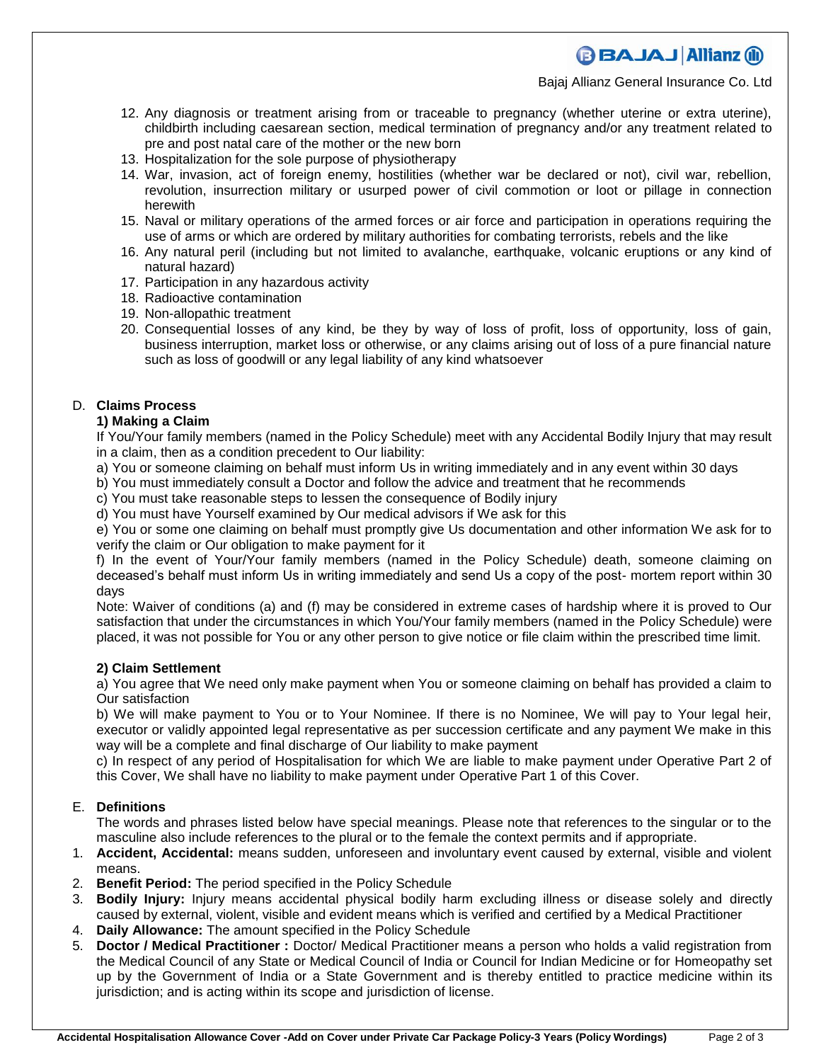12. Any diagnosis or treatment arising from or traceable to pregnancy (whether uterine or extra uterine), childbirth including caesarean section, medical termination of pregnancy and/or any treatment related to pre and post natal care of the mother or the new born
13. Hospitalization for the sole purpose of physiotherapy
14. War, invasion, act of foreign enemy, hostilities (whether war be declared or not), civil war, rebellion, revolution, insurrection military or usurped power of civil commotion or loot or pillage in connection herewith
15. Naval or military operations of the armed forces or air force and participation in operations requiring the use of arms or which are ordered by military authorities for combating terrorists, rebels and the like
16. Any natural peril (including but not limited to avalanche, earthquake, volcanic eruptions or any kind of natural hazard)
17. Participation in any hazardous activity
18. Radioactive contamination
19. Non-allopathic treatment
20. Consequential losses of any kind, be they by way of loss of profit, loss of opportunity, loss of gain, business interruption, market loss or otherwise, or any claims arising out of loss of a pure financial nature such as loss of goodwill or any legal liability of any kind whatsoever

D. **Claims Process**

**1) Making a Claim**

If You/Your family members (named in the Policy Schedule) meet with any Accidental Bodily Injury that may result in a claim, then as a condition precedent to Our liability:

a) You or someone claiming on behalf must inform Us in writing immediately and in any event within 30 days

b) You must immediately consult a Doctor and follow the advice and treatment that he recommends

c) You must take reasonable steps to lessen the consequence of Bodily injury

d) You must have Yourself examined by Our medical advisors if We ask for this

e) You or some one claiming on behalf must promptly give Us documentation and other information We ask for to verify the claim or Our obligation to make payment for it

f) In the event of Your/Your family members (named in the Policy Schedule) death, someone claiming on deceased's behalf must inform Us in writing immediately and send Us a copy of the post- mortem report within 30 days

Note: Waiver of conditions (a) and (f) may be considered in extreme cases of hardship where it is proved to Our satisfaction that under the circumstances in which You/Your family members (named in the Policy Schedule) were placed, it was not possible for You or any other person to give notice or file claim within the prescribed time limit.

**2) Claim Settlement**

a) You agree that We need only make payment when You or someone claiming on behalf has provided a claim to Our satisfaction

b) We will make payment to You or to Your Nominee. If there is no Nominee, We will pay to Your legal heir, executor or validly appointed legal representative as per succession certificate and any payment We make in this way will be a complete and final discharge of Our liability to make payment

c) In respect of any period of Hospitalisation for which We are liable to make payment under Operative Part 2 of this Cover, We shall have no liability to make payment under Operative Part 1 of this Cover.

E. **Definitions**

The words and phrases listed below have special meanings. Please note that references to the singular or to the masculine also include references to the plural or to the female the context permits and if appropriate.

1. **Accident, Accidental:** means sudden, unforeseen and involuntary event caused by external, visible and violent means.
2. **Benefit Period:** The period specified in the Policy Schedule
3. **Bodily Injury:** Injury means accidental physical bodily harm excluding illness or disease solely and directly caused by external, violent, visible and evident means which is verified and certified by a Medical Practitioner
4. **Daily Allowance:** The amount specified in the Policy Schedule
5. **Doctor / Medical Practitioner :** Doctor/ Medical Practitioner means a person who holds a valid registration from the Medical Council of any State or Medical Council of India or Council for Indian Medicine or for Homeopathy set up by the Government of India or a State Government and is thereby entitled to practice medicine within its jurisdiction; and is acting within its scope and jurisdiction of license.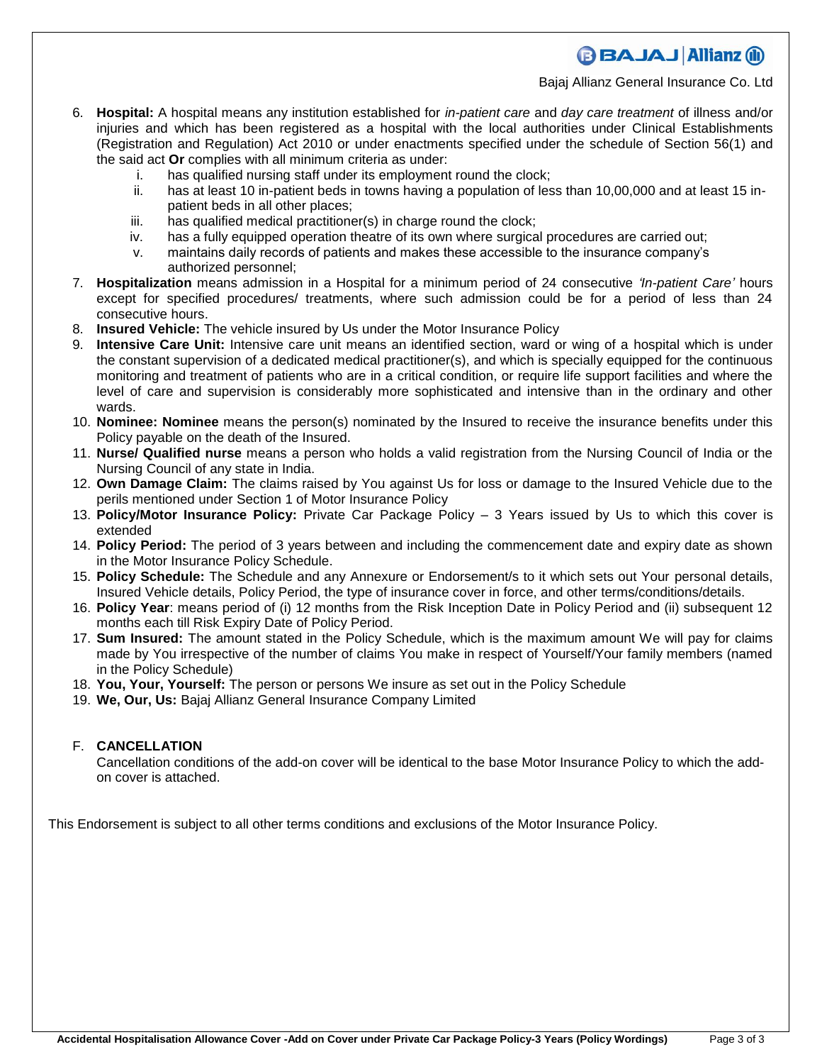6. **Hospital:** A hospital means any institution established for *in-patient care* and *day care treatment* of illness and/or injuries and which has been registered as a hospital with the local authorities under Clinical Establishments (Registration and Regulation) Act 2010 or under enactments specified under the schedule of Section 56(1) and the said act **Or** complies with all minimum criteria as under:
   i. has qualified nursing staff under its employment round the clock;
   ii. has at least 10 in-patient beds in towns having a population of less than 10,00,000 and at least 15 in-patient beds in all other places;
   iii. has qualified medical practitioner(s) in charge round the clock;
   iv. has a fully equipped operation theatre of its own where surgical procedures are carried out;
   v. maintains daily records of patients and makes these accessible to the insurance company's authorized personnel;
7. **Hospitalization** means admission in a Hospital for a minimum period of 24 consecutive *'In-patient Care'* hours except for specified procedures/ treatments, where such admission could be for a period of less than 24 consecutive hours.
8. **Insured Vehicle:** The vehicle insured by Us under the Motor Insurance Policy
9. **Intensive Care Unit:** Intensive care unit means an identified section, ward or wing of a hospital which is under the constant supervision of a dedicated medical practitioner(s), and which is specially equipped for the continuous monitoring and treatment of patients who are in a critical condition, or require life support facilities and where the level of care and supervision is considerably more sophisticated and intensive than in the ordinary and other wards.
10. **Nominee: Nominee** means the person(s) nominated by the Insured to receive the insurance benefits under this Policy payable on the death of the Insured.
11. **Nurse/ Qualified nurse** means a person who holds a valid registration from the Nursing Council of India or the Nursing Council of any state in India.
12. **Own Damage Claim:** The claims raised by You against Us for loss or damage to the Insured Vehicle due to the perils mentioned under Section 1 of Motor Insurance Policy
13. **Policy/Motor Insurance Policy:** Private Car Package Policy – 3 Years issued by Us to which this cover is extended
14. **Policy Period:** The period of 3 years between and including the commencement date and expiry date as shown in the Motor Insurance Policy Schedule.
15. **Policy Schedule:** The Schedule and any Annexure or Endorsement/s to it which sets out Your personal details, Insured Vehicle details, Policy Period, the type of insurance cover in force, and other terms/conditions/details.
16. **Policy Year**: means period of (i) 12 months from the Risk Inception Date in Policy Period and (ii) subsequent 12 months each till Risk Expiry Date of Policy Period.
17. **Sum Insured:** The amount stated in the Policy Schedule, which is the maximum amount We will pay for claims made by You irrespective of the number of claims You make in respect of Yourself/Your family members (named in the Policy Schedule)
18. **You, Your, Yourself:** The person or persons We insure as set out in the Policy Schedule
19. **We, Our, Us:** Bajaj Allianz General Insurance Company Limited

## F. CANCELLATION

Cancellation conditions of the add-on cover will be identical to the base Motor Insurance Policy to which the add-on cover is attached.

This Endorsement is subject to all other terms conditions and exclusions of the Motor Insurance Policy.